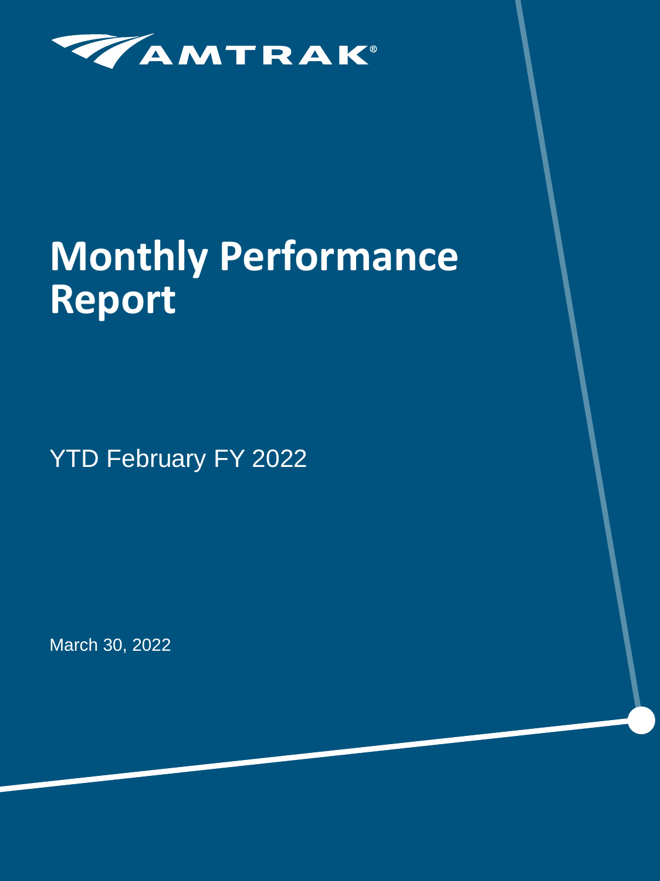AMTRAK®

# Monthly Performance Report

YTD February FY 2022

March 30, 2022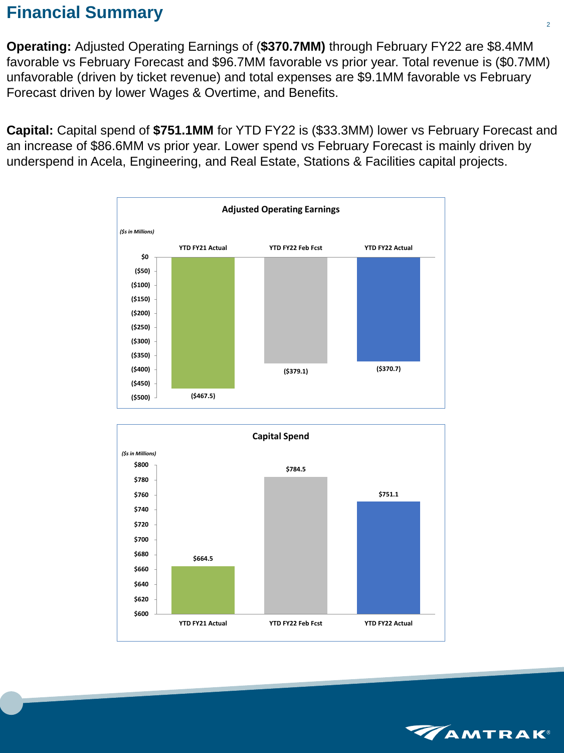# Financial Summary

**Operating:** Adjusted Operating Earnings of (**$370.7MM)** through February FY22 are $8.4MM favorable vs February Forecast and $96.7MM favorable vs prior year. Total revenue is ($0.7MM) unfavorable (driven by ticket revenue) and total expenses are $9.1MM favorable vs February Forecast driven by lower Wages & Overtime, and Benefits.

**Capital:** Capital spend of **$751.1MM** for YTD FY22 is ($33.3MM) lower vs February Forecast and an increase of $86.6MM vs prior year. Lower spend vs February Forecast is mainly driven by underspend in Acela, Engineering, and Real Estate, Stations & Facilities capital projects.

**Adjusted Operating Earnings**

*($s in Millions)*

YTD FY21 Actual: ($467.5)

YTD FY22 Feb Fcst: ($379.1)

YTD FY22 Actual: ($370.7)

$0, ($50), ($100), ($150), ($200), ($250), ($300), ($350), ($400), ($450), ($500)

**Capital Spend**

*($s in Millions)*

YTD FY21 Actual: $664.5

YTD FY22 Feb Fcst: $784.5

YTD FY22 Actual: $751.1

$800, $780, $760, $740, $720, $700, $680, $660, $640, $620, $600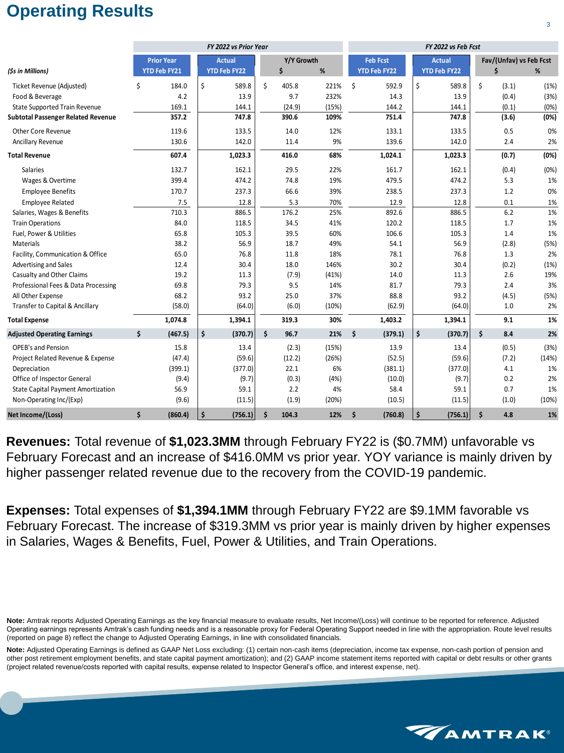# Operating Results

| ($s in Millions) | FY 2022 vs Prior Year | | | | FY 2022 vs Feb Fcst | | | |
|---|---|---|---|---|---|---|---|---|
| | Prior Year YTD Feb FY21 | Actual YTD Feb FY22 | Y/Y Growth $ | Y/Y Growth % | Feb Fcst YTD Feb FY22 | Actual YTD Feb FY22 | Fav/(Unfav) vs Feb Fcst $ | Fav/(Unfav) vs Feb Fcst % |
| Ticket Revenue (Adjusted) | $ 184.0 | $ 589.8 | $ 405.8 | 221% | $ 592.9 | $ 589.8 | $ (3.1) | (1%) |
| Food & Beverage | 4.2 | 13.9 | 9.7 | 232% | 14.3 | 13.9 | (0.4) | (3%) |
| State Supported Train Revenue | 169.1 | 144.1 | (24.9) | (15%) | 144.2 | 144.1 | (0.1) | (0%) |
| **Subtotal Passenger Related Revenue** | **357.2** | **747.8** | **390.6** | **109%** | **751.4** | **747.8** | **(3.6)** | **(0%)** |
| Other Core Revenue | 119.6 | 133.5 | 14.0 | 12% | 133.1 | 133.5 | 0.5 | 0% |
| Ancillary Revenue | 130.6 | 142.0 | 11.4 | 9% | 139.6 | 142.0 | 2.4 | 2% |
| **Total Revenue** | **607.4** | **1,023.3** | **416.0** | **68%** | **1,024.1** | **1,023.3** | **(0.7)** | **(0%)** |
| Salaries | 132.7 | 162.1 | 29.5 | 22% | 161.7 | 162.1 | (0.4) | (0%) |
| Wages & Overtime | 399.4 | 474.2 | 74.8 | 19% | 479.5 | 474.2 | 5.3 | 1% |
| Employee Benefits | 170.7 | 237.3 | 66.6 | 39% | 238.5 | 237.3 | 1.2 | 0% |
| Employee Related | 7.5 | 12.8 | 5.3 | 70% | 12.9 | 12.8 | 0.1 | 1% |
| Salaries, Wages & Benefits | 710.3 | 886.5 | 176.2 | 25% | 892.6 | 886.5 | 6.2 | 1% |
| Train Operations | 84.0 | 118.5 | 34.5 | 41% | 120.2 | 118.5 | 1.7 | 1% |
| Fuel, Power & Utilities | 65.8 | 105.3 | 39.5 | 60% | 106.6 | 105.3 | 1.4 | 1% |
| Materials | 38.2 | 56.9 | 18.7 | 49% | 54.1 | 56.9 | (2.8) | (5%) |
| Facility, Communication & Office | 65.0 | 76.8 | 11.8 | 18% | 78.1 | 76.8 | 1.3 | 2% |
| Advertising and Sales | 12.4 | 30.4 | 18.0 | 146% | 30.2 | 30.4 | (0.2) | (1%) |
| Casualty and Other Claims | 19.2 | 11.3 | (7.9) | (41%) | 14.0 | 11.3 | 2.6 | 19% |
| Professional Fees & Data Processing | 69.8 | 79.3 | 9.5 | 14% | 81.7 | 79.3 | 2.4 | 3% |
| All Other Expense | 68.2 | 93.2 | 25.0 | 37% | 88.8 | 93.2 | (4.5) | (5%) |
| Transfer to Capital & Ancillary | (58.0) | (64.0) | (6.0) | (10%) | (62.9) | (64.0) | 1.0 | 2% |
| **Total Expense** | **1,074.8** | **1,394.1** | **319.3** | **30%** | **1,403.2** | **1,394.1** | **9.1** | **1%** |
| **Adjusted Operating Earnings** | **$ (467.5)** | **$ (370.7)** | **$ 96.7** | **21%** | **$ (379.1)** | **$ (370.7)** | **$ 8.4** | **2%** |
| OPEB's and Pension | 15.8 | 13.4 | (2.3) | (15%) | 13.9 | 13.4 | (0.5) | (3%) |
| Project Related Revenue & Expense | (47.4) | (59.6) | (12.2) | (26%) | (52.5) | (59.6) | (7.2) | (14%) |
| Depreciation | (399.1) | (377.0) | 22.1 | 6% | (381.1) | (377.0) | 4.1 | 1% |
| Office of Inspector General | (9.4) | (9.7) | (0.3) | (4%) | (10.0) | (9.7) | 0.2 | 2% |
| State Capital Payment Amortization | 56.9 | 59.1 | 2.2 | 4% | 58.4 | 59.1 | 0.7 | 1% |
| Non-Operating Inc/(Exp) | (9.6) | (11.5) | (1.9) | (20%) | (10.5) | (11.5) | (1.0) | (10%) |
| **Net Income/(Loss)** | **$ (860.4)** | **$ (756.1)** | **$ 104.3** | **12%** | **$ (760.8)** | **$ (756.1)** | **$ 4.8** | **1%** |

**Revenues:** Total revenue of **$1,023.3MM** through February FY22 is ($0.7MM) unfavorable vs February Forecast and an increase of $416.0MM vs prior year. YOY variance is mainly driven by higher passenger related revenue due to the recovery from the COVID-19 pandemic.

**Expenses:** Total expenses of **$1,394.1MM** through February FY22 are $9.1MM favorable vs February Forecast. The increase of $319.3MM vs prior year is mainly driven by higher expenses in Salaries, Wages & Benefits, Fuel, Power & Utilities, and Train Operations.

**Note:** Amtrak reports Adjusted Operating Earnings as the key financial measure to evaluate results, Net Income/(Loss) will continue to be reported for reference. Adjusted Operating earnings represents Amtrak's cash funding needs and is a reasonable proxy for Federal Operating Support needed in line with the appropriation. Route level results (reported on page 8) reflect the change to Adjusted Operating Earnings, in line with consolidated financials.

**Note:** Adjusted Operating Earnings is defined as GAAP Net Loss excluding: (1) certain non-cash items (depreciation, income tax expense, non-cash portion of pension and other post retirement employment benefits, and state capital payment amortization); and (2) GAAP income statement items reported with capital or debt results or other grants (project related revenue/costs reported with capital results, expense related to Inspector General's office, and interest expense, net).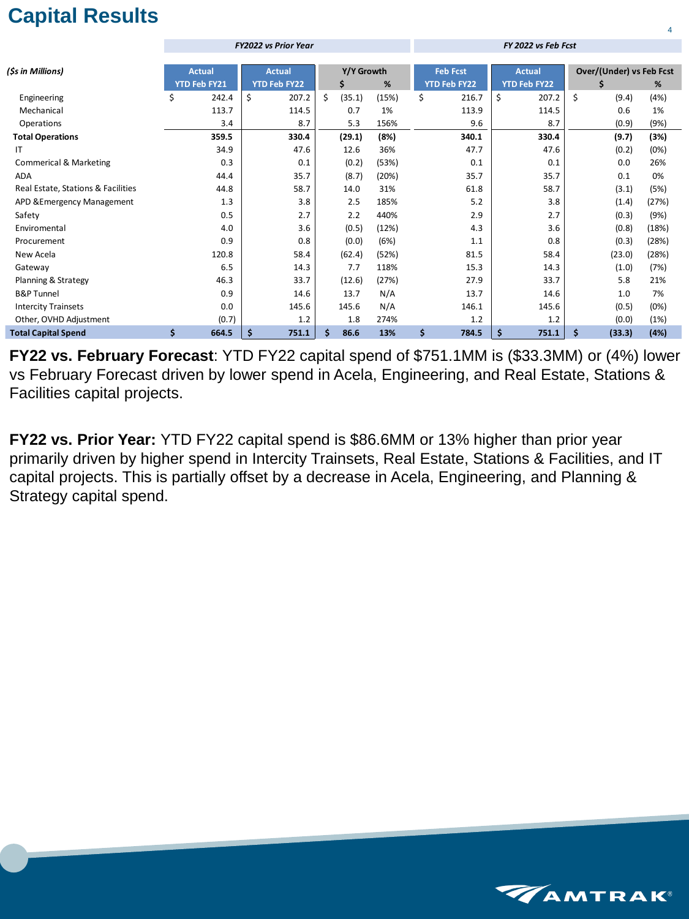# Capital Results

| ($s in Millions) | FY2022 vs Prior Year | | | | FY 2022 vs Feb Fcst | | | |
|---|---|---|---|---|---|---|---|---|
| | Actual YTD Feb FY21 | Actual YTD Feb FY22 | Y/Y Growth $ | Y/Y Growth % | Feb Fcst YTD Feb FY22 | Actual YTD Feb FY22 | Over/(Under) vs Feb Fcst $ | Over/(Under) vs Feb Fcst % |
| Engineering | $ 242.4 | $ 207.2 | $ (35.1) | (15%) | $ 216.7 | $ 207.2 | $ (9.4) | (4%) |
| Mechanical | 113.7 | 114.5 | 0.7 | 1% | 113.9 | 114.5 | 0.6 | 1% |
| Operations | 3.4 | 8.7 | 5.3 | 156% | 9.6 | 8.7 | (0.9) | (9%) |
| **Total Operations** | **359.5** | **330.4** | **(29.1)** | **(8%)** | **340.1** | **330.4** | **(9.7)** | **(3%)** |
| IT | 34.9 | 47.6 | 12.6 | 36% | 47.7 | 47.6 | (0.2) | (0%) |
| Commerical & Marketing | 0.3 | 0.1 | (0.2) | (53%) | 0.1 | 0.1 | 0.0 | 26% |
| ADA | 44.4 | 35.7 | (8.7) | (20%) | 35.7 | 35.7 | 0.1 | 0% |
| Real Estate, Stations & Facilities | 44.8 | 58.7 | 14.0 | 31% | 61.8 | 58.7 | (3.1) | (5%) |
| APD &Emergency Management | 1.3 | 3.8 | 2.5 | 185% | 5.2 | 3.8 | (1.4) | (27%) |
| Safety | 0.5 | 2.7 | 2.2 | 440% | 2.9 | 2.7 | (0.3) | (9%) |
| Enviromental | 4.0 | 3.6 | (0.5) | (12%) | 4.3 | 3.6 | (0.8) | (18%) |
| Procurement | 0.9 | 0.8 | (0.0) | (6%) | 1.1 | 0.8 | (0.3) | (28%) |
| New Acela | 120.8 | 58.4 | (62.4) | (52%) | 81.5 | 58.4 | (23.0) | (28%) |
| Gateway | 6.5 | 14.3 | 7.7 | 118% | 15.3 | 14.3 | (1.0) | (7%) |
| Planning & Strategy | 46.3 | 33.7 | (12.6) | (27%) | 27.9 | 33.7 | 5.8 | 21% |
| B&P Tunnel | 0.9 | 14.6 | 13.7 | N/A | 13.7 | 14.6 | 1.0 | 7% |
| Intercity Trainsets | 0.0 | 145.6 | 145.6 | N/A | 146.1 | 145.6 | (0.5) | (0%) |
| Other, OVHD Adjustment | (0.7) | 1.2 | 1.8 | 274% | 1.2 | 1.2 | (0.0) | (1%) |
| **Total Capital Spend** | **$ 664.5** | **$ 751.1** | **$ 86.6** | **13%** | **$ 784.5** | **$ 751.1** | **$ (33.3)** | **(4%)** |

**FY22 vs. February Forecast**: YTD FY22 capital spend of $751.1MM is ($33.3MM) or (4%) lower vs February Forecast driven by lower spend in Acela, Engineering, and Real Estate, Stations & Facilities capital projects.

**FY22 vs. Prior Year:** YTD FY22 capital spend is $86.6MM or 13% higher than prior year primarily driven by higher spend in Intercity Trainsets, Real Estate, Stations & Facilities, and IT capital projects. This is partially offset by a decrease in Acela, Engineering, and Planning & Strategy capital spend.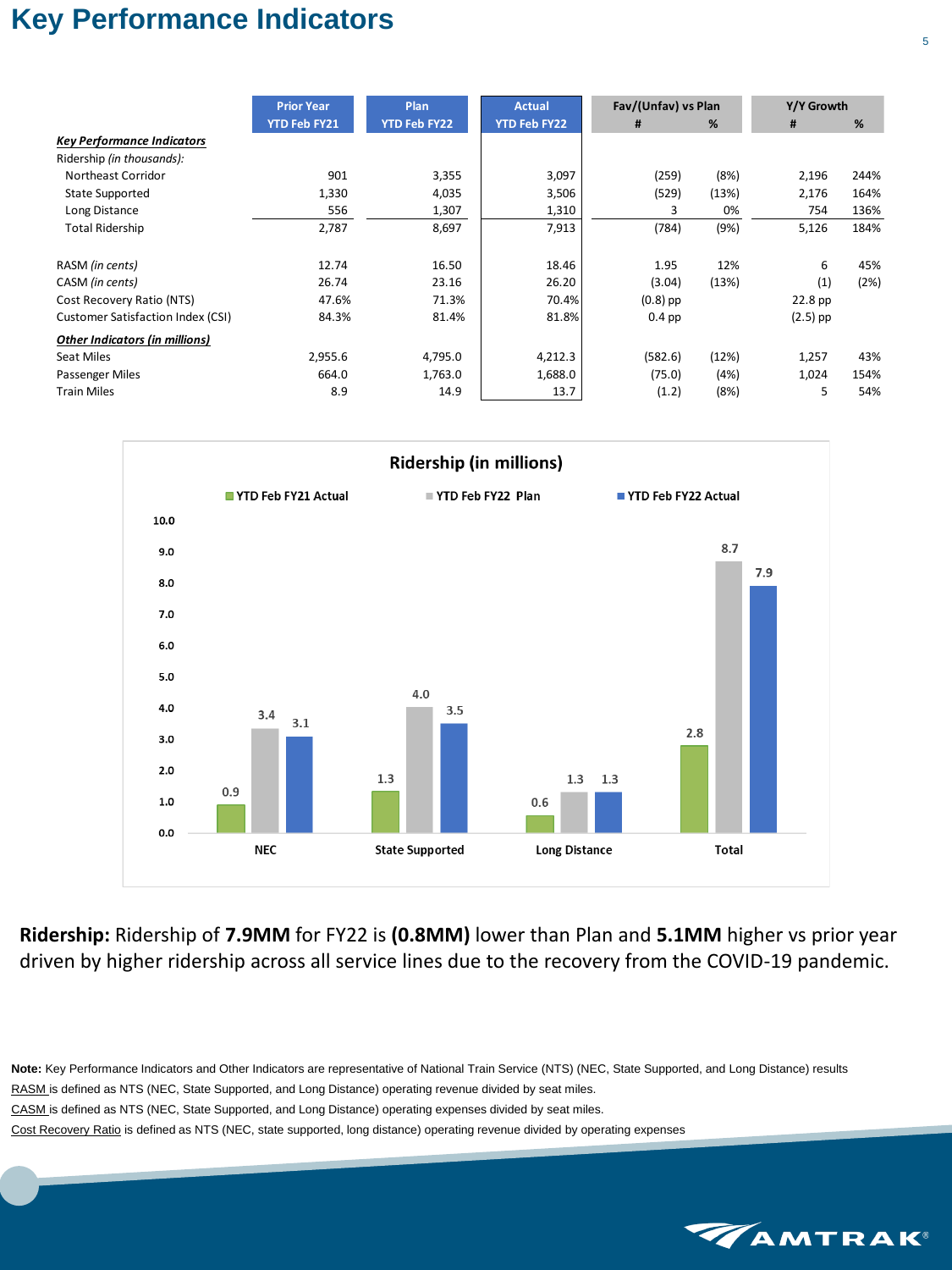# Key Performance Indicators

| | Prior Year YTD Feb FY21 | Plan YTD Feb FY22 | Actual YTD Feb FY22 | Fav/(Unfav) vs Plan # | Fav/(Unfav) vs Plan % | Y/Y Growth # | Y/Y Growth % |
|---|---|---|---|---|---|---|---|
| ***Key Performance Indicators*** | | | | | | | |
| Ridership *(in thousands):* | | | | | | | |
| Northeast Corridor | 901 | 3,355 | 3,097 | (259) | (8%) | 2,196 | 244% |
| State Supported | 1,330 | 4,035 | 3,506 | (529) | (13%) | 2,176 | 164% |
| Long Distance | 556 | 1,307 | 1,310 | 3 | 0% | 754 | 136% |
| Total Ridership | 2,787 | 8,697 | 7,913 | (784) | (9%) | 5,126 | 184% |
| | | | | | | | |
| RASM *(in cents)* | 12.74 | 16.50 | 18.46 | 1.95 | 12% | 6 | 45% |
| CASM *(in cents)* | 26.74 | 23.16 | 26.20 | (3.04) | (13%) | (1) | (2%) |
| Cost Recovery Ratio (NTS) | 47.6% | 71.3% | 70.4% | (0.8) pp | | 22.8 pp | |
| Customer Satisfaction Index (CSI) | 84.3% | 81.4% | 81.8% | 0.4 pp | | (2.5) pp | |
| ***Other Indicators (in millions)*** | | | | | | | |
| Seat Miles | 2,955.6 | 4,795.0 | 4,212.3 | (582.6) | (12%) | 1,257 | 43% |
| Passenger Miles | 664.0 | 1,763.0 | 1,688.0 | (75.0) | (4%) | 1,024 | 154% |
| Train Miles | 8.9 | 14.9 | 13.7 | (1.2) | (8%) | 5 | 54% |

Ridership (in millions)

YTD Feb FY21 Actual
YTD Feb FY22 Plan
YTD Feb FY22 Actual

10.0
9.0
8.0
7.0
6.0
5.0
4.0
3.0
2.0
1.0
0.0

NEC: 0.9, 3.4, 3.1
State Supported: 1.3, 4.0, 3.5
Long Distance: 0.6, 1.3, 1.3
Total: 2.8, 8.7, 7.9

**Ridership:** Ridership of **7.9MM** for FY22 is **(0.8MM)** lower than Plan and **5.1MM** higher vs prior year driven by higher ridership across all service lines due to the recovery from the COVID-19 pandemic.

**Note:** Key Performance Indicators and Other Indicators are representative of National Train Service (NTS) (NEC, State Supported, and Long Distance) results

RASM is defined as NTS (NEC, State Supported, and Long Distance) operating revenue divided by seat miles.

CASM is defined as NTS (NEC, State Supported, and Long Distance) operating expenses divided by seat miles.

Cost Recovery Ratio is defined as NTS (NEC, state supported, long distance) operating revenue divided by operating expenses

AMTRAK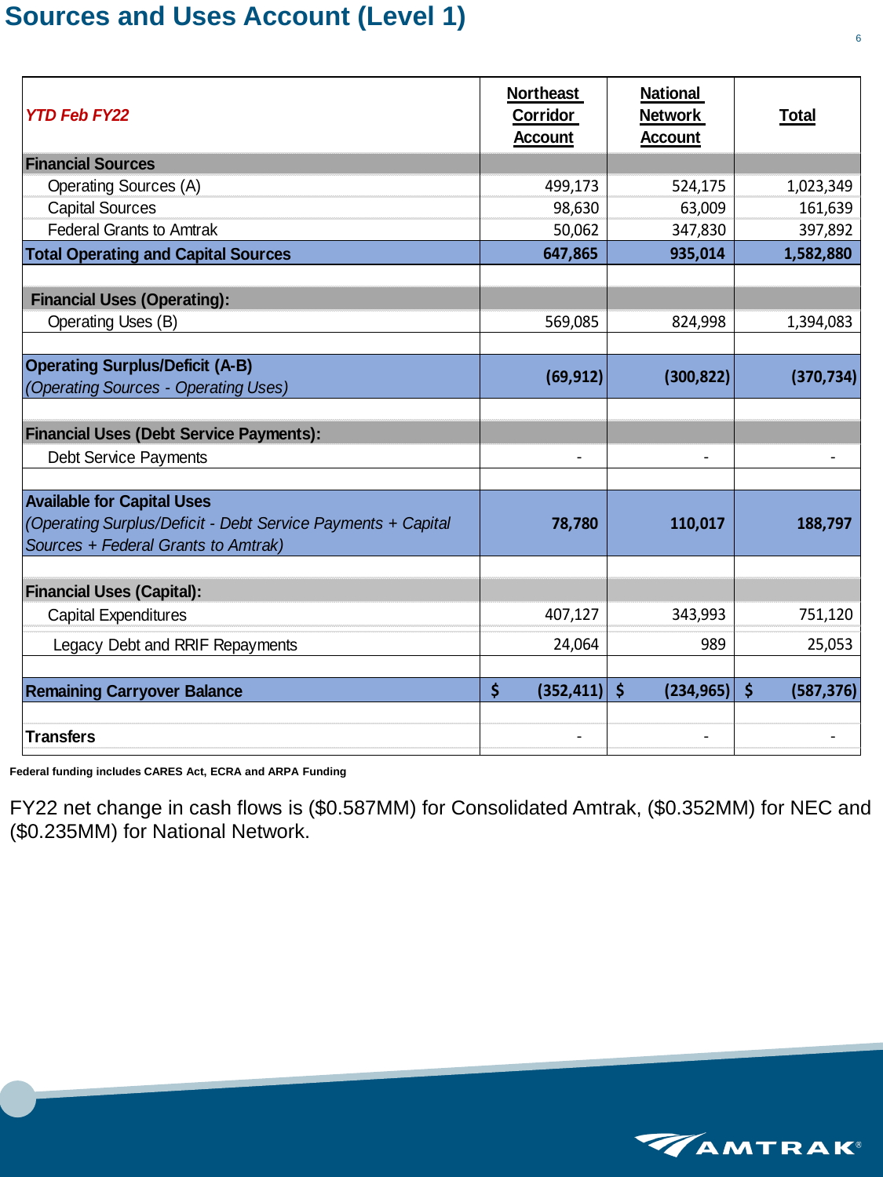# Sources and Uses Account (Level 1)

| *YTD Feb FY22* | Northeast Corridor Account | National Network Account | Total |
|---|---|---|---|
| **Financial Sources** | | | |
| Operating Sources (A) | 499,173 | 524,175 | 1,023,349 |
| Capital Sources | 98,630 | 63,009 | 161,639 |
| Federal Grants to Amtrak | 50,062 | 347,830 | 397,892 |
| **Total Operating and Capital Sources** | **647,865** | **935,014** | **1,582,880** |
| | | | |
| **Financial Uses (Operating):** | | | |
| Operating Uses (B) | 569,085 | 824,998 | 1,394,083 |
| | | | |
| **Operating Surplus/Deficit (A-B)** *(Operating Sources - Operating Uses)* | **(69,912)** | **(300,822)** | **(370,734)** |
| | | | |
| **Financial Uses (Debt Service Payments):** | | | |
| Debt Service Payments | - | - | - |
| | | | |
| **Available for Capital Uses** *(Operating Surplus/Deficit - Debt Service Payments + Capital Sources + Federal Grants to Amtrak)* | **78,780** | **110,017** | **188,797** |
| | | | |
| **Financial Uses (Capital):** | | | |
| Capital Expenditures | 407,127 | 343,993 | 751,120 |
| Legacy Debt and RRIF Repayments | 24,064 | 989 | 25,053 |
| | | | |
| **Remaining Carryover Balance** | **$ (352,411)** | **$ (234,965)** | **$ (587,376)** |
| | | | |
| **Transfers** | - | - | - |

**Federal funding includes CARES Act, ECRA and ARPA Funding**

FY22 net change in cash flows is ($0.587MM) for Consolidated Amtrak, ($0.352MM) for NEC and ($0.235MM) for National Network.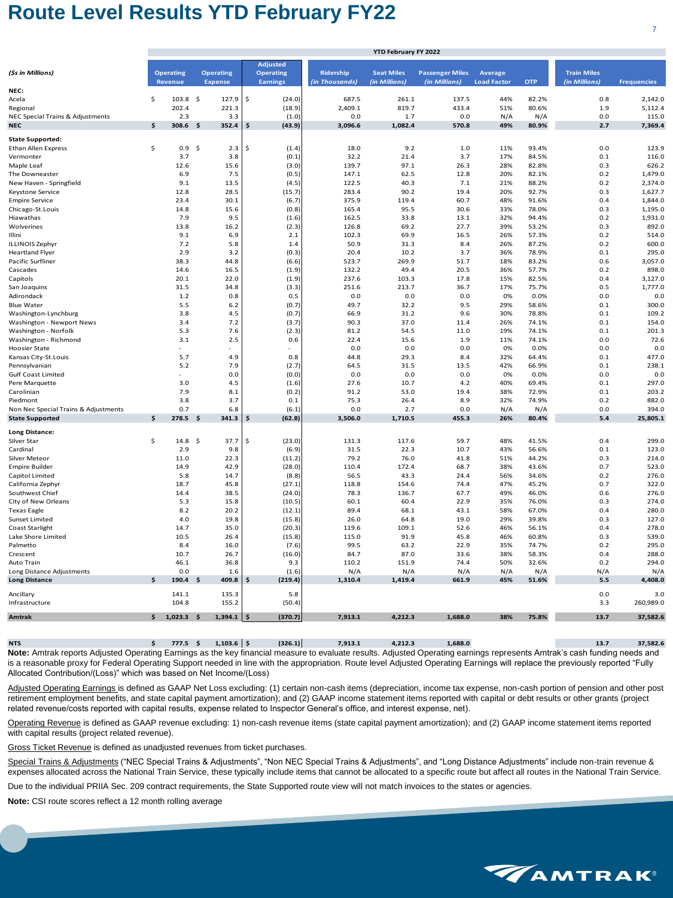# Route Level Results YTD February FY22

| ($s in Millions) | YTD February FY 2022 | | | | | | | | | |
|---|---|---|---|---|---|---|---|---|---|---|
| | Operating Revenue | Operating Expense | Adjusted Operating Earnings | Ridership (in Thousands) | Seat Miles (in Millions) | Passenger Miles (in Millions) | Average Load Factor | OTP | Train Miles (in Millions) | Frequencies |
| **NEC:** | | | | | | | | | | |
| Acela | $ 103.8 | $ 127.9 | $ (24.0) | 687.5 | 261.1 | 137.5 | 44% | 82.2% | 0.8 | 2,142.0 |
| Regional | 202.4 | 221.3 | (18.9) | 2,409.1 | 819.7 | 433.4 | 51% | 80.6% | 1.9 | 5,112.4 |
| NEC Special Trains & Adjustments | 2.3 | 3.3 | (1.0) | 0.0 | 1.7 | 0.0 | N/A | N/A | 0.0 | 115.0 |
| **NEC** | **$ 308.6** | **$ 352.4** | **$ (43.9)** | **3,096.6** | **1,082.4** | **570.8** | **49%** | **80.9%** | **2.7** | **7,369.4** |
| **State Supported:** | | | | | | | | | | |
| Ethan Allen Express | $ 0.9 | $ 2.3 | $ (1.4) | 18.0 | 9.2 | 1.0 | 11% | 93.4% | 0.0 | 123.9 |
| Vermonter | 3.7 | 3.8 | (0.1) | 32.2 | 21.4 | 3.7 | 17% | 84.5% | 0.1 | 116.0 |
| Maple Leaf | 12.6 | 15.6 | (3.0) | 139.7 | 97.1 | 26.3 | 28% | 82.8% | 0.3 | 626.2 |
| The Downeaster | 6.9 | 7.5 | (0.5) | 147.1 | 62.5 | 12.8 | 20% | 82.1% | 0.2 | 1,479.0 |
| New Haven - Springfield | 9.1 | 13.5 | (4.5) | 122.5 | 40.3 | 7.1 | 21% | 88.2% | 0.2 | 2,374.0 |
| Keystone Service | 12.8 | 28.5 | (15.7) | 283.4 | 90.2 | 19.4 | 20% | 92.7% | 0.3 | 1,627.7 |
| Empire Service | 23.4 | 30.1 | (6.7) | 375.9 | 119.4 | 60.7 | 48% | 91.6% | 0.4 | 1,844.0 |
| Chicago-St.Louis | 14.8 | 15.6 | (0.8) | 165.4 | 95.5 | 30.6 | 33% | 78.0% | 0.3 | 1,195.0 |
| Hiawathas | 7.9 | 9.5 | (1.6) | 162.5 | 33.8 | 13.1 | 32% | 94.4% | 0.2 | 1,931.0 |
| Wolverines | 13.8 | 16.2 | (2.3) | 126.8 | 69.2 | 27.7 | 39% | 53.2% | 0.3 | 892.0 |
| Illini | 9.1 | 6.9 | 2.1 | 102.3 | 69.9 | 16.5 | 26% | 57.3% | 0.2 | 514.0 |
| ILLINOIS Zephyr | 7.2 | 5.8 | 1.4 | 50.9 | 31.3 | 8.4 | 26% | 87.2% | 0.2 | 600.0 |
| Heartland Flyer | 2.9 | 3.2 | (0.3) | 20.4 | 10.2 | 3.7 | 36% | 78.9% | 0.1 | 295.0 |
| Pacific Surfliner | 38.3 | 44.8 | (6.6) | 523.7 | 269.9 | 51.7 | 18% | 83.2% | 0.6 | 3,057.0 |
| Cascades | 14.6 | 16.5 | (1.9) | 132.2 | 49.4 | 20.5 | 36% | 57.7% | 0.2 | 898.0 |
| Capitols | 20.1 | 22.0 | (1.9) | 237.6 | 103.3 | 17.8 | 15% | 82.5% | 0.4 | 3,127.0 |
| San Joaquins | 31.5 | 34.8 | (3.3) | 251.6 | 213.7 | 36.7 | 17% | 75.7% | 0.5 | 1,777.0 |
| Adirondack | 1.2 | 0.8 | 0.5 | 0.0 | 0.0 | 0.0 | 0% | 0.0% | 0.0 | 0.0 |
| Blue Water | 5.5 | 6.2 | (0.7) | 49.7 | 32.2 | 9.5 | 29% | 58.6% | 0.1 | 300.0 |
| Washington-Lynchburg | 3.8 | 4.5 | (0.7) | 66.9 | 31.2 | 9.6 | 30% | 78.8% | 0.1 | 109.2 |
| Washington - Newport News | 3.4 | 7.2 | (3.7) | 90.3 | 37.0 | 11.4 | 26% | 74.1% | 0.1 | 154.0 |
| Washington - Norfolk | 5.3 | 7.6 | (2.3) | 81.2 | 54.5 | 11.0 | 19% | 74.1% | 0.1 | 201.3 |
| Washington - Richmond | 3.1 | 2.5 | 0.6 | 22.4 | 15.6 | 1.9 | 11% | 74.1% | 0.0 | 72.6 |
| Hoosier State | - | - | - | 0.0 | 0.0 | 0.0 | 0% | 0.0% | 0.0 | 0.0 |
| Kansas City-St.Louis | 5.7 | 4.9 | 0.8 | 44.8 | 29.3 | 8.4 | 32% | 64.4% | 0.1 | 477.0 |
| Pennsylvanian | 5.2 | 7.9 | (2.7) | 64.5 | 31.5 | 13.5 | 42% | 66.9% | 0.1 | 238.1 |
| Gulf Coast Limited | - | 0.0 | (0.0) | 0.0 | 0.0 | 0.0 | 0% | 0.0% | 0.0 | 0.0 |
| Pere Marquette | 3.0 | 4.5 | (1.6) | 27.6 | 10.7 | 4.2 | 40% | 69.4% | 0.1 | 297.0 |
| Carolinian | 7.9 | 8.1 | (0.2) | 91.2 | 53.0 | 19.4 | 38% | 72.9% | 0.1 | 203.2 |
| Piedmont | 3.8 | 3.7 | 0.1 | 75.3 | 26.4 | 8.9 | 32% | 74.9% | 0.2 | 882.0 |
| Non Nec Special Trains & Adjustments | 0.7 | 6.8 | (6.1) | 0.0 | 2.7 | 0.0 | N/A | N/A | 0.0 | 394.0 |
| **State Supported** | **$ 278.5** | **$ 341.3** | **$ (62.8)** | **3,506.0** | **1,710.5** | **455.3** | **26%** | **80.4%** | **5.4** | **25,805.1** |
| **Long Distance:** | | | | | | | | | | |
| Silver Star | $ 14.8 | $ 37.7 | $ (23.0) | 131.3 | 117.6 | 59.7 | 48% | 41.5% | 0.4 | 299.0 |
| Cardinal | 2.9 | 9.8 | (6.9) | 31.5 | 22.3 | 10.7 | 43% | 56.6% | 0.1 | 123.0 |
| Silver Meteor | 11.0 | 22.3 | (11.2) | 79.2 | 76.0 | 41.8 | 51% | 44.2% | 0.3 | 214.0 |
| Empire Builder | 14.9 | 42.9 | (28.0) | 110.4 | 172.4 | 68.7 | 38% | 43.6% | 0.7 | 523.0 |
| Capitol Limited | 5.8 | 14.7 | (8.8) | 56.5 | 43.3 | 24.4 | 56% | 34.6% | 0.2 | 276.0 |
| California Zephyr | 18.7 | 45.8 | (27.1) | 118.8 | 154.6 | 74.4 | 47% | 45.2% | 0.7 | 322.0 |
| Southwest Chief | 14.4 | 38.5 | (24.0) | 78.3 | 136.7 | 67.7 | 49% | 46.0% | 0.6 | 276.0 |
| City of New Orleans | 5.3 | 15.8 | (10.5) | 60.1 | 60.4 | 22.9 | 35% | 76.0% | 0.3 | 274.0 |
| Texas Eagle | 8.2 | 20.2 | (12.1) | 89.4 | 68.1 | 43.1 | 58% | 67.0% | 0.4 | 280.0 |
| Sunset Limited | 4.0 | 19.8 | (15.8) | 26.0 | 64.8 | 19.0 | 29% | 39.8% | 0.3 | 127.0 |
| Coast Starlight | 14.7 | 35.0 | (20.3) | 119.6 | 109.1 | 52.6 | 46% | 56.1% | 0.4 | 278.0 |
| Lake Shore Limited | 10.5 | 26.4 | (15.8) | 115.0 | 91.9 | 45.8 | 46% | 60.8% | 0.3 | 539.0 |
| Palmetto | 8.4 | 16.0 | (7.6) | 99.5 | 63.2 | 22.9 | 35% | 74.7% | 0.2 | 295.0 |
| Crescent | 10.7 | 26.7 | (16.0) | 84.7 | 87.0 | 33.6 | 38% | 58.3% | 0.4 | 288.0 |
| Auto Train | 46.1 | 36.8 | 9.3 | 110.2 | 151.9 | 74.4 | 50% | 32.6% | 0.2 | 294.0 |
| Long Distance Adjustments | 0.0 | 1.6 | (1.6) | N/A | N/A | N/A | N/A | N/A | N/A | N/A |
| **Long Distance** | **$ 190.4** | **$ 409.8** | **$ (219.4)** | **1,310.4** | **1,419.4** | **661.9** | **45%** | **51.6%** | **5.5** | **4,408.0** |
| Ancillary | 141.1 | 135.3 | 5.8 | | | | | | 0.0 | 3.0 |
| Infrastructure | 104.8 | 155.2 | (50.4) | | | | | | 3.3 | 260,989.0 |
| **Amtrak** | **$ 1,023.3** | **$ 1,394.1** | **$ (370.7)** | **7,913.1** | **4,212.3** | **1,688.0** | **38%** | **75.8%** | **13.7** | **37,582.6** |
| **NTS** | **$ 777.5** | **$ 1,103.6** | **$ (326.1)** | **7,913.1** | **4,212.3** | **1,688.0** | | | **13.7** | **37,582.6** |

**Note:** Amtrak reports Adjusted Operating Earnings as the key financial measure to evaluate results. Adjusted Operating earnings represents Amtrak's cash funding needs and is a reasonable proxy for Federal Operating Support needed in line with the appropriation. Route level Adjusted Operating Earnings will replace the previously reported "Fully Allocated Contribution/(Loss)" which was based on Net Income/(Loss)

Adjusted Operating Earnings is defined as GAAP Net Loss excluding: (1) certain non-cash items (depreciation, income tax expense, non-cash portion of pension and other post retirement employment benefits, and state capital payment amortization); and (2) GAAP income statement items reported with capital or debt results or other grants (project related revenue/costs reported with capital results, expense related to Inspector General's office, and interest expense, net).

Operating Revenue is defined as GAAP revenue excluding: 1) non-cash revenue items (state capital payment amortization); and (2) GAAP income statement items reported with capital results (project related revenue).

Gross Ticket Revenue is defined as unadjusted revenues from ticket purchases.

Special Trains & Adjustments ("NEC Special Trains & Adjustments", "Non NEC Special Trains & Adjustments", and "Long Distance Adjustments" include non-train revenue & expenses allocated across the National Train Service, these typically include items that cannot be allocated to a specific route but affect all routes in the National Train Service.

Due to the individual PRIIA Sec. 209 contract requirements, the State Supported route view will not match invoices to the states or agencies.

**Note:** CSI route scores reflect a 12 month rolling average